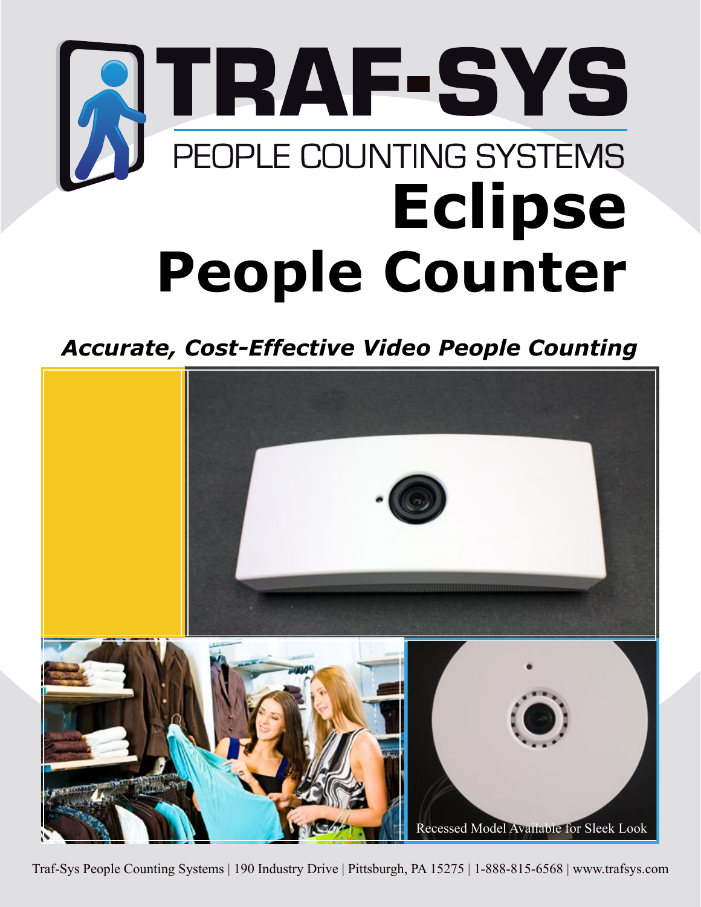# TRAF-SYS

PEOPLE COUNTING SYSTEMS

# Eclipse People Counter

***Accurate, Cost-Effective Video People Counting***

Recessed Model Available for Sleek Look

Traf-Sys People Counting Systems | 190 Industry Drive | Pittsburgh, PA 15275 | 1-888-815-6568 | www.trafsys.com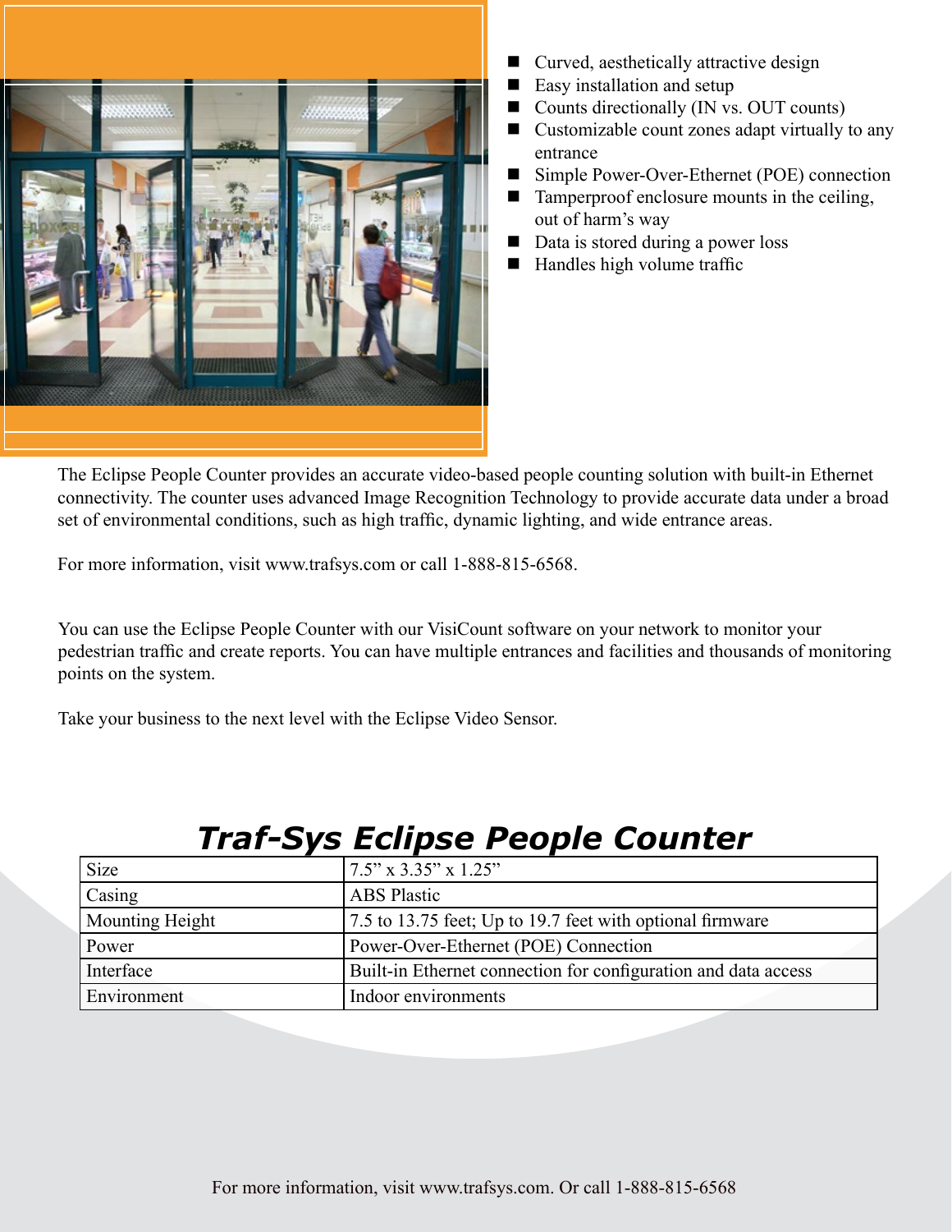- Curved, aesthetically attractive design
- Easy installation and setup
- Counts directionally (IN vs. OUT counts)
- Customizable count zones adapt virtually to any entrance
- Simple Power-Over-Ethernet (POE) connection
- Tamperproof enclosure mounts in the ceiling, out of harm's way
- Data is stored during a power loss
- Handles high volume traffic

The Eclipse People Counter provides an accurate video-based people counting solution with built-in Ethernet connectivity. The counter uses advanced Image Recognition Technology to provide accurate data under a broad set of environmental conditions, such as high traffic, dynamic lighting, and wide entrance areas.

For more information, visit www.trafsys.com or call 1-888-815-6568.

You can use the Eclipse People Counter with our VisiCount software on your network to monitor your pedestrian traffic and create reports. You can have multiple entrances and facilities and thousands of monitoring points on the system.

Take your business to the next level with the Eclipse Video Sensor.

## *Traf-Sys Eclipse People Counter*

| | |
|---|---|
| Size | 7.5" x 3.35" x 1.25" |
| Casing | ABS Plastic |
| Mounting Height | 7.5 to 13.75 feet; Up to 19.7 feet with optional firmware |
| Power | Power-Over-Ethernet (POE) Connection |
| Interface | Built-in Ethernet connection for configuration and data access |
| Environment | Indoor environments |

For more information, visit www.trafsys.com. Or call 1-888-815-6568